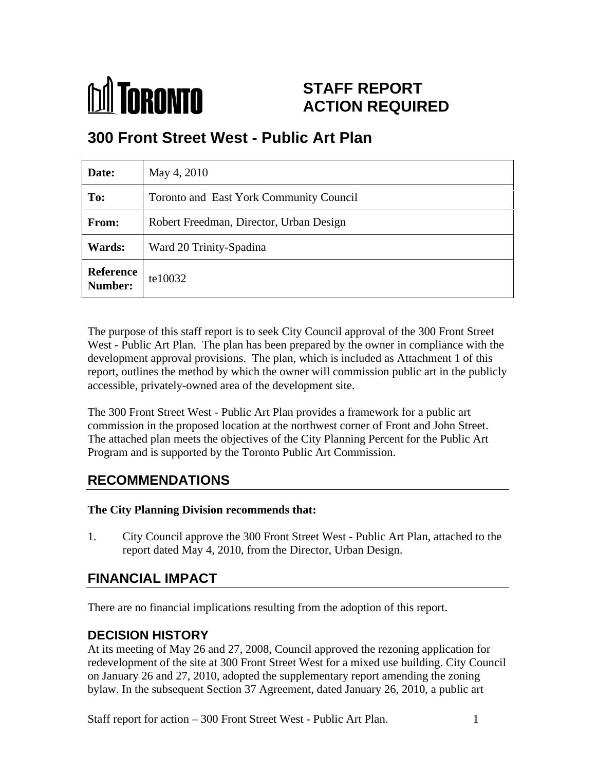# STAFF REPORT ACTION REQUIRED

## 300 Front Street West - Public Art Plan

| Date: | May 4, 2010 |
| --- | --- |
| To: | Toronto and East York Community Council |
| From: | Robert Freedman, Director, Urban Design |
| Wards: | Ward 20 Trinity-Spadina |
| Reference Number: | te10032 |

The purpose of this staff report is to seek City Council approval of the 300 Front Street West - Public Art Plan. The plan has been prepared by the owner in compliance with the development approval provisions. The plan, which is included as Attachment 1 of this report, outlines the method by which the owner will commission public art in the publicly accessible, privately-owned area of the development site.

The 300 Front Street West - Public Art Plan provides a framework for a public art commission in the proposed location at the northwest corner of Front and John Street. The attached plan meets the objectives of the City Planning Percent for the Public Art Program and is supported by the Toronto Public Art Commission.

## RECOMMENDATIONS

**The City Planning Division recommends that:**

1. City Council approve the 300 Front Street West - Public Art Plan, attached to the report dated May 4, 2010, from the Director, Urban Design.

## FINANCIAL IMPACT

There are no financial implications resulting from the adoption of this report.

## DECISION HISTORY

At its meeting of May 26 and 27, 2008, Council approved the rezoning application for redevelopment of the site at 300 Front Street West for a mixed use building. City Council on January 26 and 27, 2010, adopted the supplementary report amending the zoning bylaw. In the subsequent Section 37 Agreement, dated January 26, 2010, a public art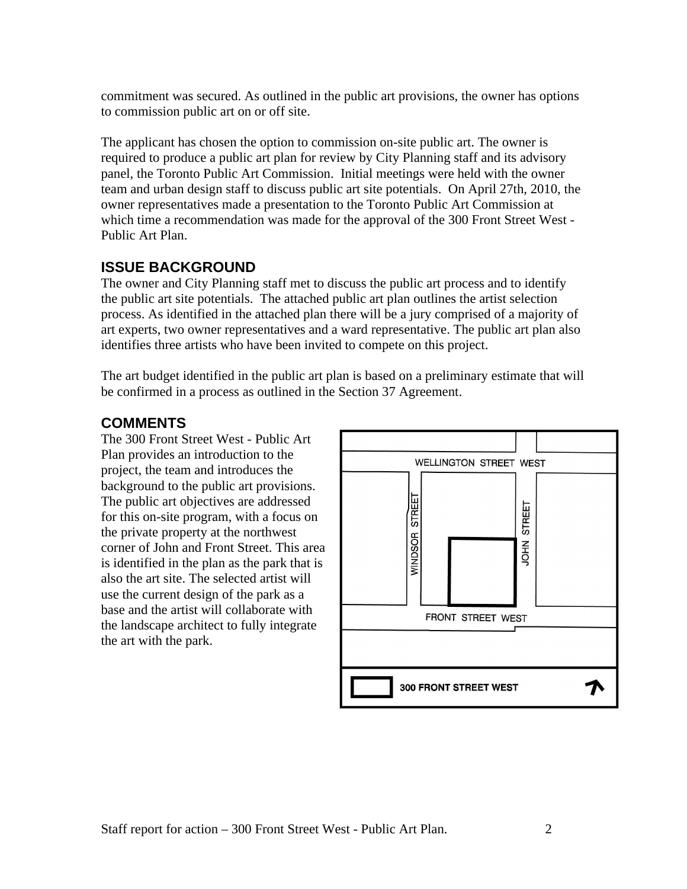commitment was secured. As outlined in the public art provisions, the owner has options to commission public art on or off site.

The applicant has chosen the option to commission on-site public art. The owner is required to produce a public art plan for review by City Planning staff and its advisory panel, the Toronto Public Art Commission. Initial meetings were held with the owner team and urban design staff to discuss public art site potentials. On April 27th, 2010, the owner representatives made a presentation to the Toronto Public Art Commission at which time a recommendation was made for the approval of the 300 Front Street West - Public Art Plan.

## ISSUE BACKGROUND

The owner and City Planning staff met to discuss the public art process and to identify the public art site potentials. The attached public art plan outlines the artist selection process. As identified in the attached plan there will be a jury comprised of a majority of art experts, two owner representatives and a ward representative. The public art plan also identifies three artists who have been invited to compete on this project.

The art budget identified in the public art plan is based on a preliminary estimate that will be confirmed in a process as outlined in the Section 37 Agreement.

## COMMENTS

The 300 Front Street West - Public Art Plan provides an introduction to the project, the team and introduces the background to the public art provisions. The public art objectives are addressed for this on-site program, with a focus on the private property at the northwest corner of John and Front Street. This area is identified in the plan as the park that is also the art site. The selected artist will use the current design of the park as a base and the artist will collaborate with the landscape architect to fully integrate the art with the park.

WELLINGTON STREET WEST

WINDSOR STREET

JOHN STREET

FRONT STREET WEST

300 FRONT STREET WEST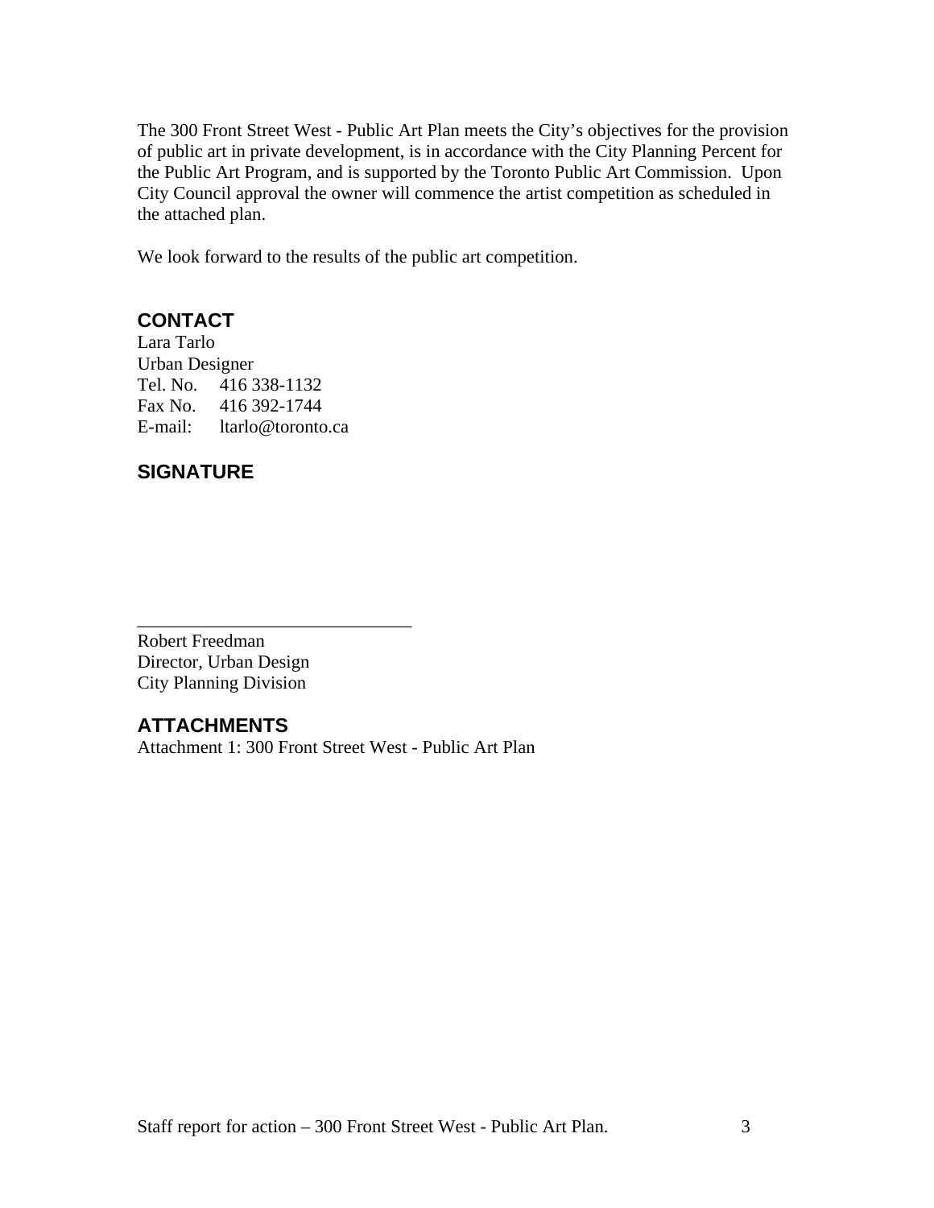The 300 Front Street West - Public Art Plan meets the City's objectives for the provision of public art in private development, is in accordance with the City Planning Percent for the Public Art Program, and is supported by the Toronto Public Art Commission.  Upon City Council approval the owner will commence the artist competition as scheduled in the attached plan.

We look forward to the results of the public art competition.

## CONTACT

Lara Tarlo
Urban Designer
Tel. No.     416 338-1132
Fax No.     416 392-1744
E-mail:      ltarlo@toronto.ca

## SIGNATURE

_______________________________
Robert Freedman
Director, Urban Design
City Planning Division

## ATTACHMENTS

Attachment 1: 300 Front Street West - Public Art Plan